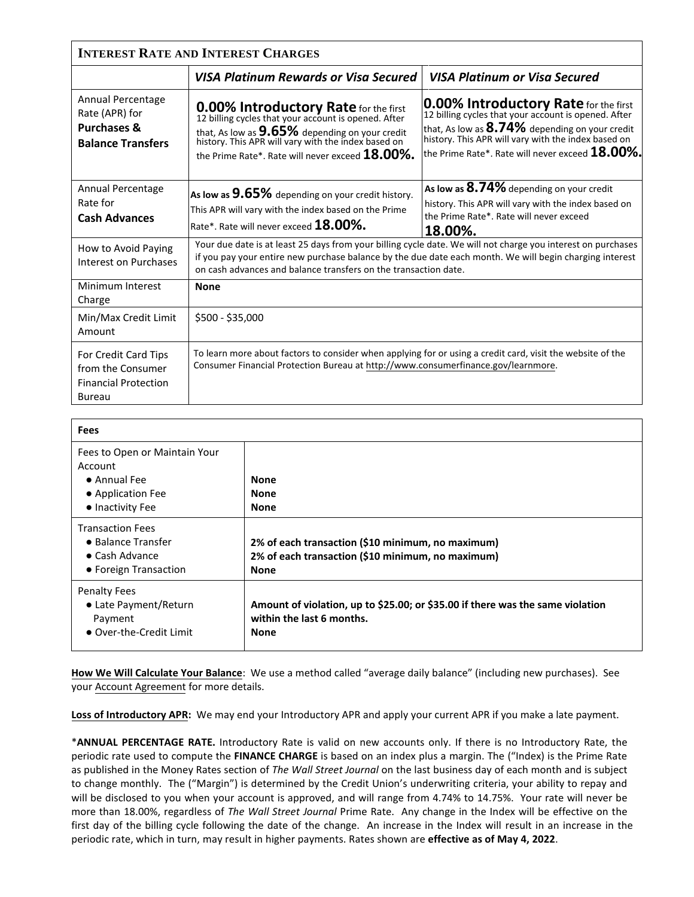| **INTEREST RATE AND INTEREST CHARGES** | | |
|---|---|---|
| | ***VISA Platinum Rewards or Visa Secured*** | ***VISA Platinum or Visa Secured*** |
| Annual Percentage Rate (APR) for **Purchases & Balance Transfers** | **0.00% Introductory Rate** for the first 12 billing cycles that your account is opened. After that, As low as **9.65%** depending on your credit history. This APR will vary with the index based on the Prime Rate*. Rate will never exceed **18.00%.** | **0.00% Introductory Rate** for the first 12 billing cycles that your account is opened. After that, As low as **8.74%** depending on your credit history. This APR will vary with the index based on the Prime Rate*. Rate will never exceed **18.00%.** |
| Annual Percentage Rate for **Cash Advances** | **As low as 9.65%** depending on your credit history. This APR will vary with the index based on the Prime Rate*. Rate will never exceed **18.00%.** | **As low as 8.74%** depending on your credit history. This APR will vary with the index based on the Prime Rate*. Rate will never exceed **18.00%.** |
| How to Avoid Paying Interest on Purchases | Your due date is at least 25 days from your billing cycle date. We will not charge you interest on purchases if you pay your entire new purchase balance by the due date each month. We will begin charging interest on cash advances and balance transfers on the transaction date. | |
| Minimum Interest Charge | **None** | |
| Min/Max Credit Limit Amount | $500 - $35,000 | |
| For Credit Card Tips from the Consumer Financial Protection Bureau | To learn more about factors to consider when applying for or using a credit card, visit the website of the Consumer Financial Protection Bureau at http://www.consumerfinance.gov/learnmore. | |

| **Fees** | |
|---|---|
| Fees to Open or Maintain Your Account<br>● Annual Fee<br>● Application Fee<br>● Inactivity Fee | <br><br>**None**<br>**None**<br>**None** |
| Transaction Fees<br>● Balance Transfer<br>● Cash Advance<br>● Foreign Transaction | <br>**2% of each transaction ($10 minimum, no maximum)**<br>**2% of each transaction ($10 minimum, no maximum)**<br>**None** |
| Penalty Fees<br>● Late Payment/Return Payment<br>● Over-the-Credit Limit | <br>**Amount of violation, up to $25.00; or $35.00 if there was the same violation within the last 6 months.**<br>**None** |

**How We Will Calculate Your Balance**: We use a method called "average daily balance" (including new purchases). See your Account Agreement for more details.

**Loss of Introductory APR:** We may end your Introductory APR and apply your current APR if you make a late payment.

***ANNUAL PERCENTAGE RATE.** Introductory Rate is valid on new accounts only. If there is no Introductory Rate, the periodic rate used to compute the **FINANCE CHARGE** is based on an index plus a margin. The ("Index) is the Prime Rate as published in the Money Rates section of *The Wall Street Journal* on the last business day of each month and is subject to change monthly. The ("Margin") is determined by the Credit Union's underwriting criteria, your ability to repay and will be disclosed to you when your account is approved, and will range from 4.74% to 14.75%. Your rate will never be more than 18.00%, regardless of *The Wall Street Journal* Prime Rate. Any change in the Index will be effective on the first day of the billing cycle following the date of the change. An increase in the Index will result in an increase in the periodic rate, which in turn, may result in higher payments. Rates shown are **effective as of May 4, 2022**.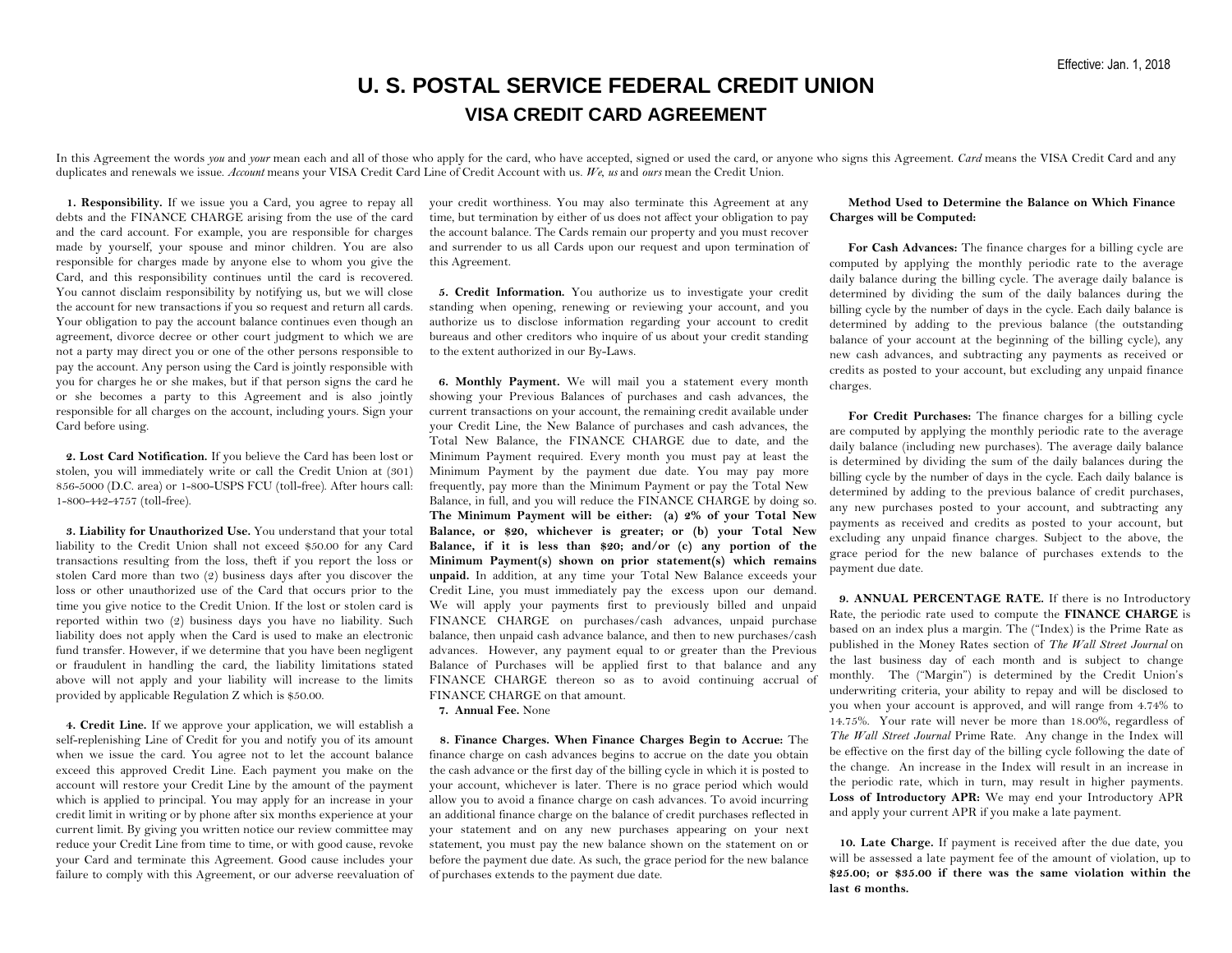Effective: Jan. 1, 2018

# U. S. POSTAL SERVICE FEDERAL CREDIT UNION

## VISA CREDIT CARD AGREEMENT

In this Agreement the words *you* and *your* mean each and all of those who apply for the card, who have accepted, signed or used the card, or anyone who signs this Agreement. *Card* means the VISA Credit Card and any duplicates and renewals we issue. *Account* means your VISA Credit Card Line of Credit Account with us. *We, us* and *ours* mean the Credit Union.

**1. Responsibility.** If we issue you a Card, you agree to repay all debts and the FINANCE CHARGE arising from the use of the card and the card account. For example, you are responsible for charges made by yourself, your spouse and minor children. You are also responsible for charges made by anyone else to whom you give the Card, and this responsibility continues until the card is recovered. You cannot disclaim responsibility by notifying us, but we will close the account for new transactions if you so request and return all cards. Your obligation to pay the account balance continues even though an agreement, divorce decree or other court judgment to which we are not a party may direct you or one of the other persons responsible to pay the account. Any person using the Card is jointly responsible with you for charges he or she makes, but if that person signs the card he or she becomes a party to this Agreement and is also jointly responsible for all charges on the account, including yours. Sign your Card before using.

**2. Lost Card Notification.** If you believe the Card has been lost or stolen, you will immediately write or call the Credit Union at (301) 856-5000 (D.C. area) or 1-800-USPS FCU (toll-free). After hours call: 1-800-442-4757 (toll-free).

**3. Liability for Unauthorized Use.** You understand that your total liability to the Credit Union shall not exceed $50.00 for any Card transactions resulting from the loss, theft if you report the loss or stolen Card more than two (2) business days after you discover the loss or other unauthorized use of the Card that occurs prior to the time you give notice to the Credit Union. If the lost or stolen card is reported within two (2) business days you have no liability. Such liability does not apply when the Card is used to make an electronic fund transfer. However, if we determine that you have been negligent or fraudulent in handling the card, the liability limitations stated above will not apply and your liability will increase to the limits provided by applicable Regulation Z which is $50.00.

**4. Credit Line.** If we approve your application, we will establish a self-replenishing Line of Credit for you and notify you of its amount when we issue the card. You agree not to let the account balance exceed this approved Credit Line. Each payment you make on the account will restore your Credit Line by the amount of the payment which is applied to principal. You may apply for an increase in your credit limit in writing or by phone after six months experience at your current limit. By giving you written notice our review committee may reduce your Credit Line from time to time, or with good cause, revoke your Card and terminate this Agreement. Good cause includes your failure to comply with this Agreement, or our adverse reevaluation of your credit worthiness. You may also terminate this Agreement at any time, but termination by either of us does not affect your obligation to pay the account balance. The Cards remain our property and you must recover and surrender to us all Cards upon our request and upon termination of this Agreement.

**5. Credit Information.** You authorize us to investigate your credit standing when opening, renewing or reviewing your account, and you authorize us to disclose information regarding your account to credit bureaus and other creditors who inquire of us about your credit standing to the extent authorized in our By-Laws.

**6. Monthly Payment.** We will mail you a statement every month showing your Previous Balances of purchases and cash advances, the current transactions on your account, the remaining credit available under your Credit Line, the New Balance of purchases and cash advances, the Total New Balance, the FINANCE CHARGE due to date, and the Minimum Payment required. Every month you must pay at least the Minimum Payment by the payment due date. You may pay more frequently, pay more than the Minimum Payment or pay the Total New Balance, in full, and you will reduce the FINANCE CHARGE by doing so. **The Minimum Payment will be either: (a) 2% of your Total New Balance, or $20, whichever is greater; or (b) your Total New Balance, if it is less than $20; and/or (c) any portion of the Minimum Payment(s) shown on prior statement(s) which remains unpaid.** In addition, at any time your Total New Balance exceeds your Credit Line, you must immediately pay the excess upon our demand. We will apply your payments first to previously billed and unpaid FINANCE CHARGE on purchases/cash advances, unpaid purchase balance, then unpaid cash advance balance, and then to new purchases/cash advances. However, any payment equal to or greater than the Previous Balance of Purchases will be applied first to that balance and any FINANCE CHARGE thereon so as to avoid continuing accrual of FINANCE CHARGE on that amount.

**7. Annual Fee.** None

**8. Finance Charges. When Finance Charges Begin to Accrue:** The finance charge on cash advances begins to accrue on the date you obtain the cash advance or the first day of the billing cycle in which it is posted to your account, whichever is later. There is no grace period which would allow you to avoid a finance charge on cash advances. To avoid incurring an additional finance charge on the balance of credit purchases reflected in your statement and on any new purchases appearing on your next statement, you must pay the new balance shown on the statement on or before the payment due date. As such, the grace period for the new balance of purchases extends to the payment due date.

**Method Used to Determine the Balance on Which Finance Charges will be Computed:**

**For Cash Advances:** The finance charges for a billing cycle are computed by applying the monthly periodic rate to the average daily balance during the billing cycle. The average daily balance is determined by dividing the sum of the daily balances during the billing cycle by the number of days in the cycle. Each daily balance is determined by adding to the previous balance (the outstanding balance of your account at the beginning of the billing cycle), any new cash advances, and subtracting any payments as received or credits as posted to your account, but excluding any unpaid finance charges.

**For Credit Purchases:** The finance charges for a billing cycle are computed by applying the monthly periodic rate to the average daily balance (including new purchases). The average daily balance is determined by dividing the sum of the daily balances during the billing cycle by the number of days in the cycle. Each daily balance is determined by adding to the previous balance of credit purchases, any new purchases posted to your account, and subtracting any payments as received and credits as posted to your account, but excluding any unpaid finance charges. Subject to the above, the grace period for the new balance of purchases extends to the payment due date.

**9. ANNUAL PERCENTAGE RATE.** If there is no Introductory Rate, the periodic rate used to compute the **FINANCE CHARGE** is based on an index plus a margin. The ("Index) is the Prime Rate as published in the Money Rates section of *The Wall Street Journal* on the last business day of each month and is subject to change monthly. The ("Margin") is determined by the Credit Union's underwriting criteria, your ability to repay and will be disclosed to you when your account is approved, and will range from 4.74% to 14.75%. Your rate will never be more than 18.00%, regardless of *The Wall Street Journal* Prime Rate. Any change in the Index will be effective on the first day of the billing cycle following the date of the change. An increase in the Index will result in an increase in the periodic rate, which in turn, may result in higher payments. **Loss of Introductory APR:** We may end your Introductory APR and apply your current APR if you make a late payment.

**10. Late Charge.** If payment is received after the due date, you will be assessed a late payment fee of the amount of violation, up to **$25.00; or $35.00 if there was the same violation within the last 6 months.**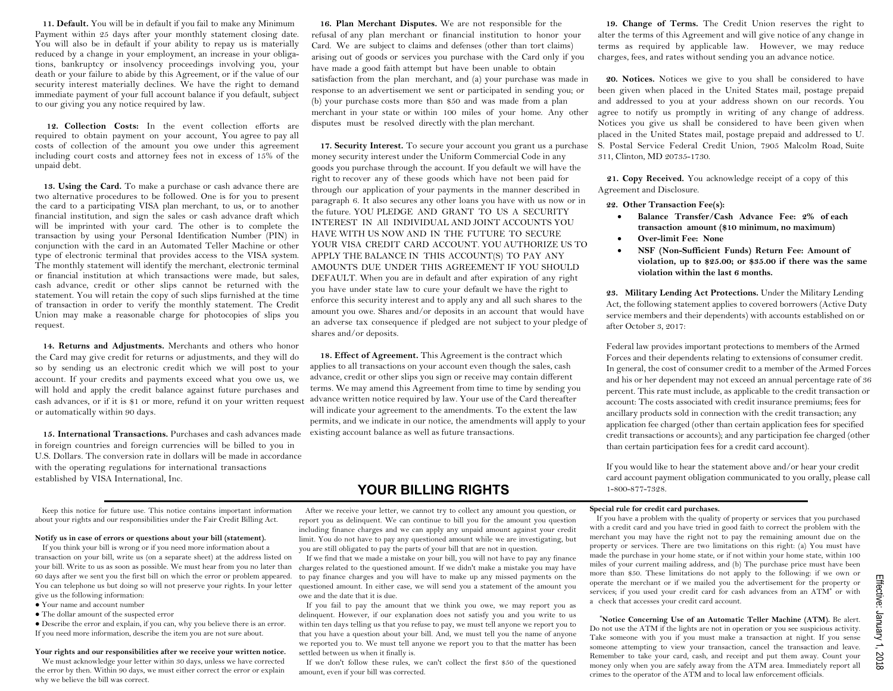**11. Default.** You will be in default if you fail to make any Minimum Payment within 25 days after your monthly statement closing date. You will also be in default if your ability to repay us is materially reduced by a change in your employment, an increase in your obligations, bankruptcy or insolvency proceedings involving you, your death or your failure to abide by this Agreement, or if the value of our security interest materially declines. We have the right to demand immediate payment of your full account balance if you default, subject to our giving you any notice required by law.

**12. Collection Costs:** In the event collection efforts are required to obtain payment on your account, You agree to pay all costs of collection of the amount you owe under this agreement including court costs and attorney fees not in excess of 15% of the unpaid debt.

**13. Using the Card.** To make a purchase or cash advance there are two alternative procedures to be followed. One is for you to present the card to a participating VISA plan merchant, to us, or to another financial institution, and sign the sales or cash advance draft which will be imprinted with your card. The other is to complete the transaction by using your Personal Identification Number (PIN) in conjunction with the card in an Automated Teller Machine or other type of electronic terminal that provides access to the VISA system. The monthly statement will identify the merchant, electronic terminal or financial institution at which transactions were made, but sales, cash advance, credit or other slips cannot be returned with the statement. You will retain the copy of such slips furnished at the time of transaction in order to verify the monthly statement. The Credit Union may make a reasonable charge for photocopies of slips you request.

**14. Returns and Adjustments.** Merchants and others who honor the Card may give credit for returns or adjustments, and they will do so by sending us an electronic credit which we will post to your account. If your credits and payments exceed what you owe us, we will hold and apply the credit balance against future purchases and cash advances, or if it is $1 or more, refund it on your written request or automatically within 90 days.

**15. International Transactions.** Purchases and cash advances made in foreign countries and foreign currencies will be billed to you in U.S. Dollars. The conversion rate in dollars will be made in accordance with the operating regulations for international transactions established by VISA International, Inc.

**16. Plan Merchant Disputes.** We are not responsible for the refusal of any plan merchant or financial institution to honor your Card. We are subject to claims and defenses (other than tort claims) arising out of goods or services you purchase with the Card only if you have made a good faith attempt but have been unable to obtain satisfaction from the plan merchant, and (a) your purchase was made in response to an advertisement we sent or participated in sending you; or (b) your purchase costs more than $50 and was made from a plan merchant in your state or within 100 miles of your home. Any other disputes must be resolved directly with the plan merchant.

**17. Security Interest.** To secure your account you grant us a purchase money security interest under the Uniform Commercial Code in any goods you purchase through the account. If you default we will have the right to recover any of these goods which have not been paid for through our application of your payments in the manner described in paragraph 6. It also secures any other loans you have with us now or in the future. YOU PLEDGE AND GRANT TO US A SECURITY INTEREST IN All INDIVIDUAL AND JOINT ACCOUNTS YOU HAVE WITH US NOW AND IN THE FUTURE TO SECURE YOUR VISA CREDIT CARD ACCOUNT. YOU AUTHORIZE US TO APPLY THE BALANCE IN THIS ACCOUNT(S) TO PAY ANY AMOUNTS DUE UNDER THIS AGREEMENT IF YOU SHOULD DEFAULT. When you are in default and after expiration of any right you have under state law to cure your default we have the right to enforce this security interest and to apply any and all such shares to the amount you owe. Shares and/or deposits in an account that would have an adverse tax consequence if pledged are not subject to your pledge of shares and/or deposits.

**18. Effect of Agreement.** This Agreement is the contract which applies to all transactions on your account even though the sales, cash advance, credit or other slips you sign or receive may contain different terms. We may amend this Agreement from time to time by sending you advance written notice required by law. Your use of the Card thereafter will indicate your agreement to the amendments. To the extent the law permits, and we indicate in our notice, the amendments will apply to your existing account balance as well as future transactions.

**19. Change of Terms.** The Credit Union reserves the right to alter the terms of this Agreement and will give notice of any change in terms as required by applicable law. However, we may reduce charges, fees, and rates without sending you an advance notice.

**20. Notices.** Notices we give to you shall be considered to have been given when placed in the United States mail, postage prepaid and addressed to you at your address shown on our records. You agree to notify us promptly in writing of any change of address. Notices you give us shall be considered to have been given when placed in the United States mail, postage prepaid and addressed to U. S. Postal Service Federal Credit Union, 7905 Malcolm Road, Suite 311, Clinton, MD 20735-1730.

**21. Copy Received.** You acknowledge receipt of a copy of this Agreement and Disclosure.

**22. Other Transaction Fee(s):**

- **Balance Transfer/Cash Advance Fee: 2% of each transaction amount ($10 minimum, no maximum)**
- **Over-limit Fee: None**
- **NSF (Non-Sufficient Funds) Return Fee: Amount of violation, up to $25.00; or $35.00 if there was the same violation within the last 6 months.**

**23. Military Lending Act Protections.** Under the Military Lending Act, the following statement applies to covered borrowers (Active Duty service members and their dependents) with accounts established on or after October 3, 2017:

Federal law provides important protections to members of the Armed Forces and their dependents relating to extensions of consumer credit. In general, the cost of consumer credit to a member of the Armed Forces and his or her dependent may not exceed an annual percentage rate of 36 percent. This rate must include, as applicable to the credit transaction or account: The costs associated with credit insurance premiums; fees for ancillary products sold in connection with the credit transaction; any application fee charged (other than certain application fees for specified credit transactions or accounts); and any participation fee charged (other than certain participation fees for a credit card account).

If you would like to hear the statement above and/or hear your credit card account payment obligation communicated to you orally, please call 1-800-877-7328.

## YOUR BILLING RIGHTS

Keep this notice for future use. This notice contains important information about your rights and our responsibilities under the Fair Credit Billing Act.

**Notify us in case of errors or questions about your bill (statement).**

If you think your bill is wrong or if you need more information about a transaction on your bill, write us (on a separate sheet) at the address listed on your bill. Write to us as soon as possible. We must hear from you no later than 60 days after we sent you the first bill on which the error or problem appeared. You can telephone us but doing so will not preserve your rights. In your letter give us the following information:

- Your name and account number
- The dollar amount of the suspected error
- Describe the error and explain, if you can, why you believe there is an error. If you need more information, describe the item you are not sure about.

**Your rights and our responsibilities after we receive your written notice.**

We must acknowledge your letter within 30 days, unless we have corrected the error by then. Within 90 days, we must either correct the error or explain why we believe the bill was correct.

After we receive your letter, we cannot try to collect any amount you question, or report you as delinquent. We can continue to bill you for the amount you question including finance charges and we can apply any unpaid amount against your credit limit. You do not have to pay any questioned amount while we are investigating, but you are still obligated to pay the parts of your bill that are not in question.

If we find that we made a mistake on your bill, you will not have to pay any finance charges related to the questioned amount. If we didn't make a mistake you may have to pay finance charges and you will have to make up any missed payments on the questioned amount. In either case, we will send you a statement of the amount you owe and the date that it is due.

If you fail to pay the amount that we think you owe, we may report you as delinquent. However, if our explanation does not satisfy you and you write to us within ten days telling us that you refuse to pay, we must tell anyone we report you to that you have a question about your bill. And, we must tell you the name of anyone we reported you to. We must tell anyone we report you to that the matter has been settled between us when it finally is.

If we don't follow these rules, we can't collect the first $50 of the questioned amount, even if your bill was corrected.

**Special rule for credit card purchases.**

If you have a problem with the quality of property or services that you purchased with a credit card and you have tried in good faith to correct the problem with the merchant you may have the right not to pay the remaining amount due on the property or services. There are two limitations on this right: (a) You must have made the purchase in your home state, or if not within your home state, within 100 miles of your current mailing address, and (b) The purchase price must have been more than $50. These limitations do not apply to the following: if we own or operate the merchant or if we mailed you the advertisement for the property or services; if you used your credit card for cash advances from an ATM* or with a check that accesses your credit card account.

***Notice Concerning Use of an Automatic Teller Machine (ATM).** Be alert. Do not use the ATM if the lights are not in operation or you see suspicious activity. Take someone with you if you must make a transaction at night. If you sense someone attempting to view your transaction, cancel the transaction and leave. Remember to take your card, cash, and receipt and put them away. Count your money only when you are safely away from the ATM area. Immediately report all crimes to the operator of the ATM and to local law enforcement officials.

Effective: January 1, 2018